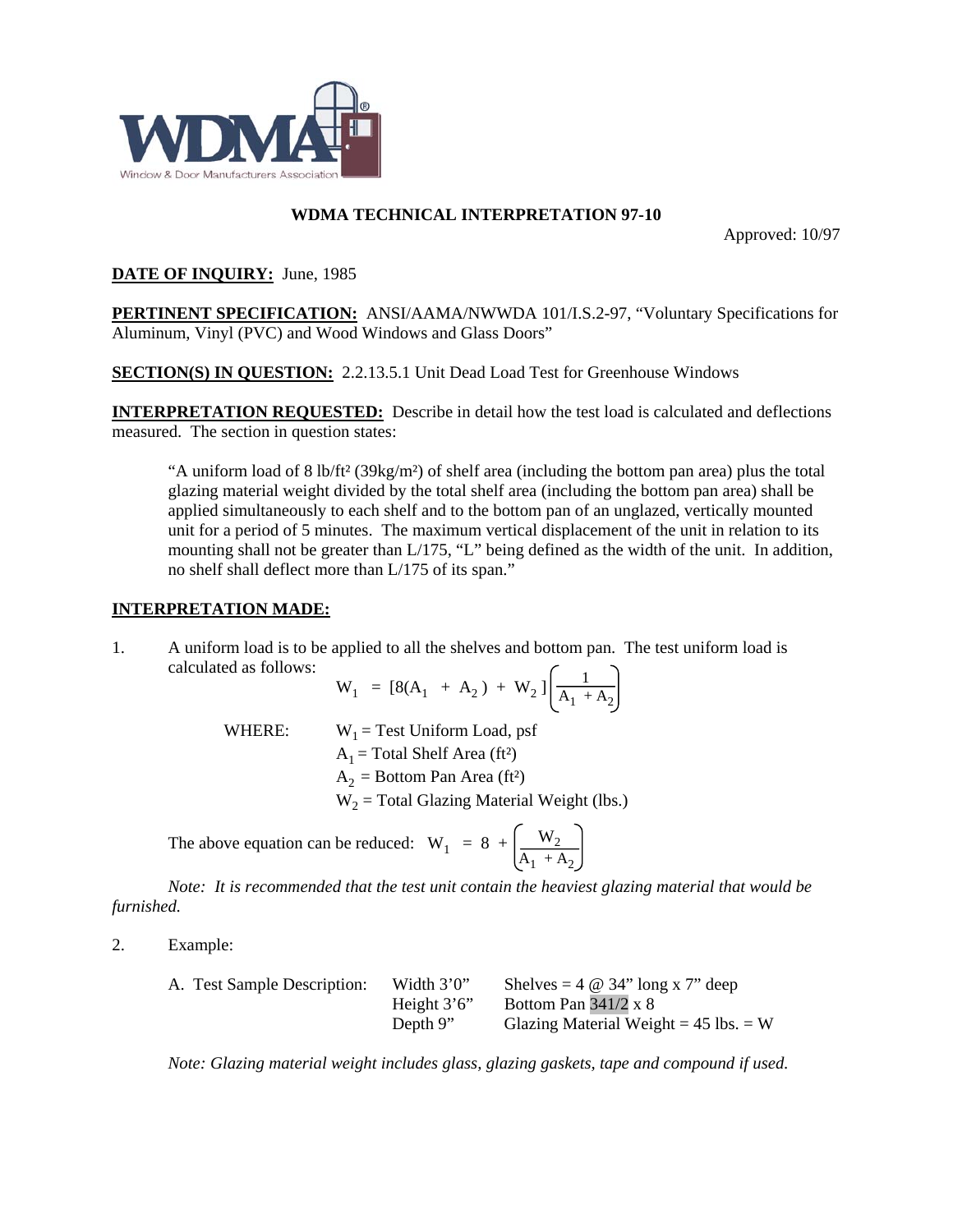# WDMA TECHNICAL INTERPRETATION 97-10

Approved: 10/97

**DATE OF INQUIRY:** June, 1985

**PERTINENT SPECIFICATION:** ANSI/AAMA/NWWDA 101/I.S.2-97, "Voluntary Specifications for Aluminum, Vinyl (PVC) and Wood Windows and Glass Doors"

**SECTION(S) IN QUESTION:** 2.2.13.5.1 Unit Dead Load Test for Greenhouse Windows

**INTERPRETATION REQUESTED:** Describe in detail how the test load is calculated and deflections measured. The section in question states:

> "A uniform load of 8 lb/ft² (39kg/m²) of shelf area (including the bottom pan area) plus the total glazing material weight divided by the total shelf area (including the bottom pan area) shall be applied simultaneously to each shelf and to the bottom pan of an unglazed, vertically mounted unit for a period of 5 minutes. The maximum vertical displacement of the unit in relation to its mounting shall not be greater than L/175, "L" being defined as the width of the unit. In addition, no shelf shall deflect more than L/175 of its span."

**INTERPRETATION MADE:**

1. A uniform load is to be applied to all the shelves and bottom pan. The test uniform load is calculated as follows:

$$W_1 = [8(A_1 + A_2) + W_2]\left(\frac{1}{A_1 + A_2}\right)$$

WHERE:
- $W_1$ = Test Uniform Load, psf
- $A_1$ = Total Shelf Area (ft²)
- $A_2$ = Bottom Pan Area (ft²)
- $W_2$ = Total Glazing Material Weight (lbs.)

The above equation can be reduced: $W_1 = 8 + \left(\frac{W_2}{A_1 + A_2}\right)$

*Note: It is recommended that the test unit contain the heaviest glazing material that would be furnished.*

2. Example:

A. Test Sample Description:

| | |
|---|---|
| Width 3'0" | Shelves = 4 @ 34" long x 7" deep |
| Height 3'6" | Bottom Pan 341/2 x 8 |
| Depth 9" | Glazing Material Weight = 45 lbs. = W |

*Note: Glazing material weight includes glass, glazing gaskets, tape and compound if used.*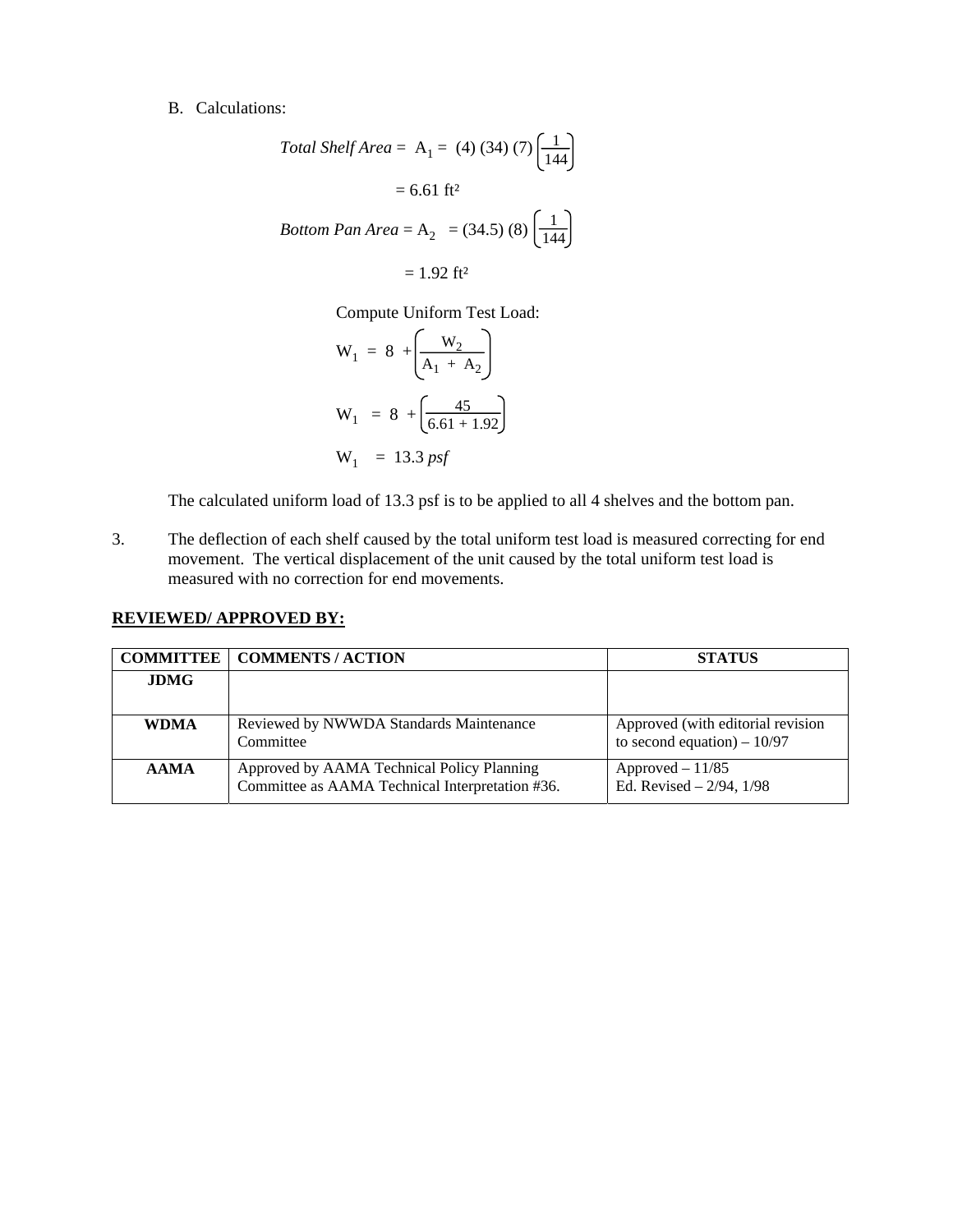B. Calculations:

$$\textit{Total Shelf Area} = A_1 = (4)(34)(7)\left(\frac{1}{144}\right)$$

$$= 6.61 \text{ ft}^2$$

$$\textit{Bottom Pan Area} = A_2 = (34.5)(8)\left(\frac{1}{144}\right)$$

$$= 1.92 \text{ ft}^2$$

Compute Uniform Test Load:

$$W_1 = 8 + \left(\frac{W_2}{A_1 + A_2}\right)$$

$$W_1 = 8 + \left(\frac{45}{6.61 + 1.92}\right)$$

$$W_1 = 13.3 \textit{ psf}$$

The calculated uniform load of 13.3 psf is to be applied to all 4 shelves and the bottom pan.

3. The deflection of each shelf caused by the total uniform test load is measured correcting for end movement. The vertical displacement of the unit caused by the total uniform test load is measured with no correction for end movements.

**REVIEWED/ APPROVED BY:**

| COMMITTEE | COMMENTS / ACTION | STATUS |
|---|---|---|
| JDMG | | |
| WDMA | Reviewed by NWWDA Standards Maintenance Committee | Approved (with editorial revision to second equation) – 10/97 |
| AAMA | Approved by AAMA Technical Policy Planning Committee as AAMA Technical Interpretation #36. | Approved – 11/85<br>Ed. Revised – 2/94, 1/98 |